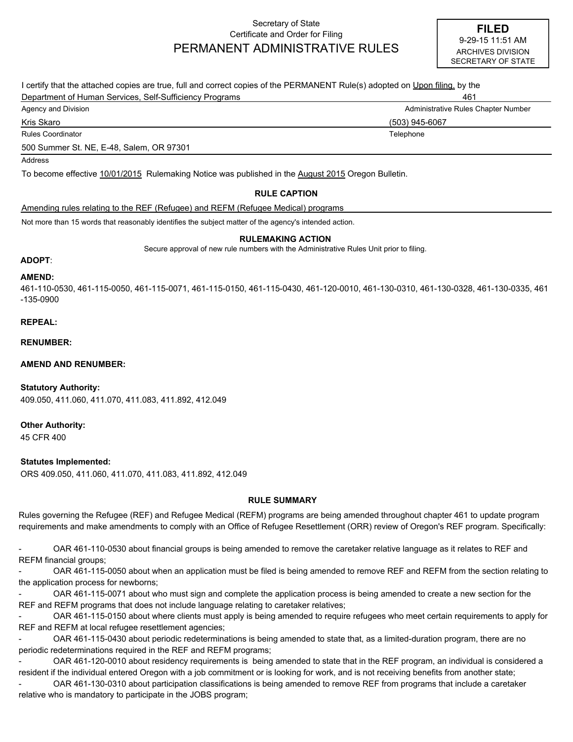Secretary of State
Certificate and Order for Filing

# PERMANENT ADMINISTRATIVE RULES

**FILED**
9-29-15 11:51 AM
ARCHIVES DIVISION
SECRETARY OF STATE

I certify that the attached copies are true, full and correct copies of the PERMANENT Rule(s) adopted on Upon filing. by the

Department of Human Services, Self-Sufficiency Programs — 461

Agency and Division — Administrative Rules Chapter Number

Kris Skaro — (503) 945-6067

Rules Coordinator — Telephone

500 Summer St. NE, E-48, Salem, OR 97301

Address

To become effective 10/01/2015 Rulemaking Notice was published in the August 2015 Oregon Bulletin.

### RULE CAPTION

Amending rules relating to the REF (Refugee) and REFM (Refugee Medical) programs

Not more than 15 words that reasonably identifies the subject matter of the agency's intended action.

### RULEMAKING ACTION

Secure approval of new rule numbers with the Administrative Rules Unit prior to filing.

**ADOPT**:

**AMEND:**
461-110-0530, 461-115-0050, 461-115-0071, 461-115-0150, 461-115-0430, 461-120-0010, 461-130-0310, 461-130-0328, 461-130-0335, 461-135-0900

**REPEAL:**

**RENUMBER:**

**AMEND AND RENUMBER:**

**Statutory Authority:**
409.050, 411.060, 411.070, 411.083, 411.892, 412.049

**Other Authority:**
45 CFR 400

**Statutes Implemented:**
ORS 409.050, 411.060, 411.070, 411.083, 411.892, 412.049

### RULE SUMMARY

Rules governing the Refugee (REF) and Refugee Medical (REFM) programs are being amended throughout chapter 461 to update program requirements and make amendments to comply with an Office of Refugee Resettlement (ORR) review of Oregon's REF program. Specifically:

- OAR 461-110-0530 about financial groups is being amended to remove the caretaker relative language as it relates to REF and REFM financial groups;
- OAR 461-115-0050 about when an application must be filed is being amended to remove REF and REFM from the section relating to the application process for newborns;
- OAR 461-115-0071 about who must sign and complete the application process is being amended to create a new section for the REF and REFM programs that does not include language relating to caretaker relatives;
- OAR 461-115-0150 about where clients must apply is being amended to require refugees who meet certain requirements to apply for REF and REFM at local refugee resettlement agencies;
- OAR 461-115-0430 about periodic redeterminations is being amended to state that, as a limited-duration program, there are no periodic redeterminations required in the REF and REFM programs;
- OAR 461-120-0010 about residency requirements is being amended to state that in the REF program, an individual is considered a resident if the individual entered Oregon with a job commitment or is looking for work, and is not receiving benefits from another state;
- OAR 461-130-0310 about participation classifications is being amended to remove REF from programs that include a caretaker relative who is mandatory to participate in the JOBS program;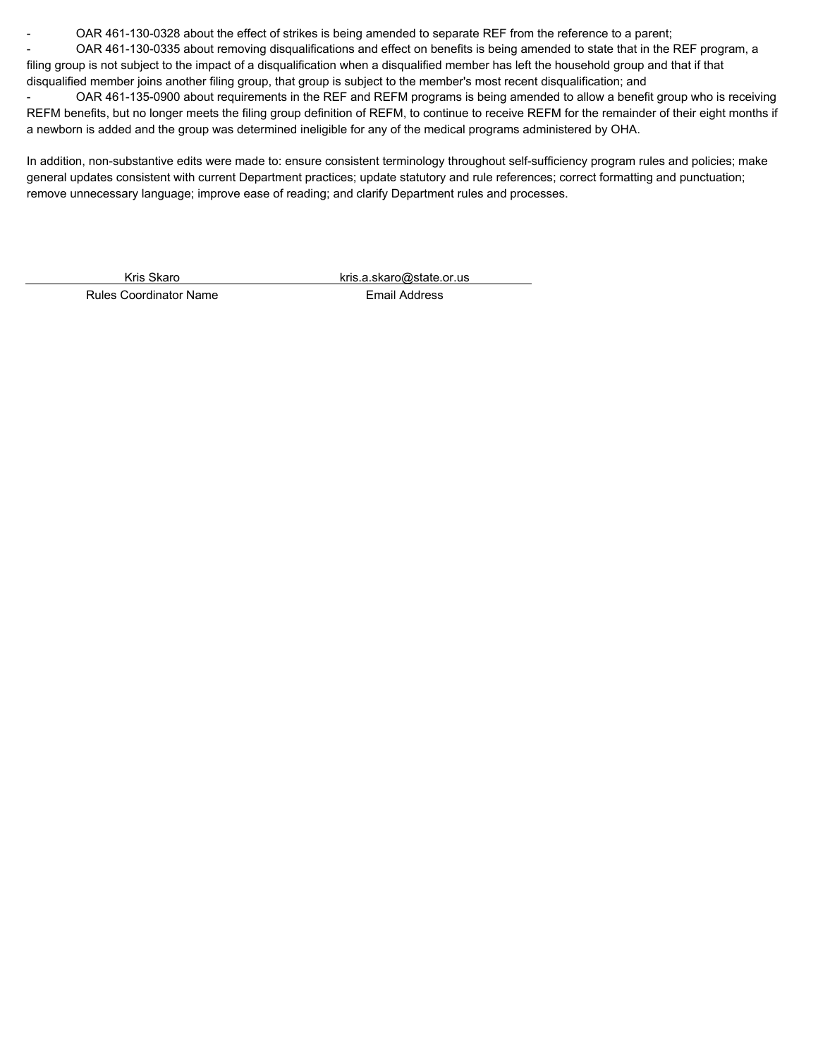- OAR 461-130-0328 about the effect of strikes is being amended to separate REF from the reference to a parent;
- OAR 461-130-0335 about removing disqualifications and effect on benefits is being amended to state that in the REF program, a filing group is not subject to the impact of a disqualification when a disqualified member has left the household group and that if that disqualified member joins another filing group, that group is subject to the member's most recent disqualification; and
- OAR 461-135-0900 about requirements in the REF and REFM programs is being amended to allow a benefit group who is receiving REFM benefits, but no longer meets the filing group definition of REFM, to continue to receive REFM for the remainder of their eight months if a newborn is added and the group was determined ineligible for any of the medical programs administered by OHA.

In addition, non-substantive edits were made to: ensure consistent terminology throughout self-sufficiency program rules and policies; make general updates consistent with current Department practices; update statutory and rule references; correct formatting and punctuation; remove unnecessary language; improve ease of reading; and clarify Department rules and processes.

| Kris Skaro | kris.a.skaro@state.or.us |
| --- | --- |
| Rules Coordinator Name | Email Address |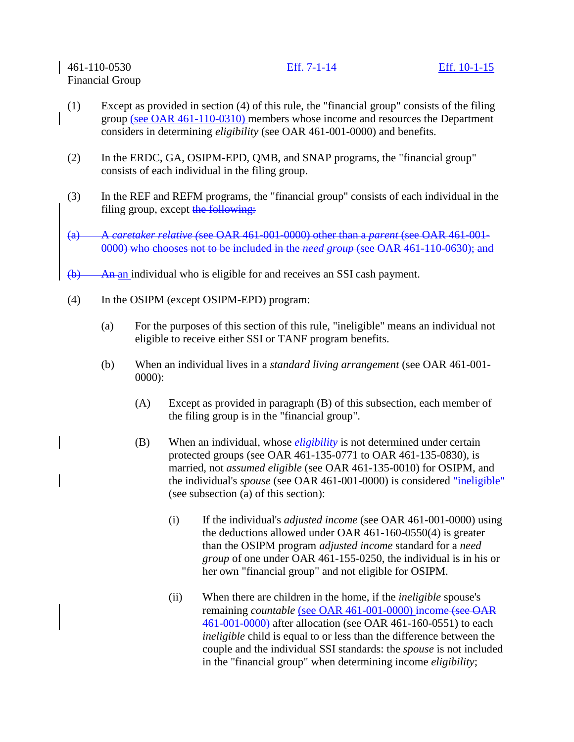461-110-0530 ~~Eff. 7-1-14~~ Eff. 10-1-15
Financial Group

(1) Except as provided in section (4) of this rule, the "financial group" consists of the filing group (see OAR 461-110-0310) members whose income and resources the Department considers in determining *eligibility* (see OAR 461-001-0000) and benefits.

(2) In the ERDC, GA, OSIPM-EPD, QMB, and SNAP programs, the "financial group" consists of each individual in the filing group.

(3) In the REF and REFM programs, the "financial group" consists of each individual in the filing group, except ~~the following:~~

~~(a) A *caretaker relative* (see OAR 461-001-0000) other than a *parent* (see OAR 461-001-0000) who chooses not to be included in the *need group* (see OAR 461-110-0630); and~~

~~(b) An~~ an individual who is eligible for and receives an SSI cash payment.

(4) In the OSIPM (except OSIPM-EPD) program:

(a) For the purposes of this section of this rule, "ineligible" means an individual not eligible to receive either SSI or TANF program benefits.

(b) When an individual lives in a *standard living arrangement* (see OAR 461-001-0000):

(A) Except as provided in paragraph (B) of this subsection, each member of the filing group is in the "financial group".

(B) When an individual, whose *eligibility* is not determined under certain protected groups (see OAR 461-135-0771 to OAR 461-135-0830), is married, not *assumed eligible* (see OAR 461-135-0010) for OSIPM, and the individual's *spouse* (see OAR 461-001-0000) is considered "ineligible" (see subsection (a) of this section):

(i) If the individual's *adjusted income* (see OAR 461-001-0000) using the deductions allowed under OAR 461-160-0550(4) is greater than the OSIPM program *adjusted income* standard for a *need group* of one under OAR 461-155-0250, the individual is in his or her own "financial group" and not eligible for OSIPM.

(ii) When there are children in the home, if the *ineligible* spouse's remaining *countable* (see OAR 461-001-0000) income ~~(see OAR 461-001-0000)~~ after allocation (see OAR 461-160-0551) to each *ineligible* child is equal to or less than the difference between the couple and the individual SSI standards: the *spouse* is not included in the "financial group" when determining income *eligibility*;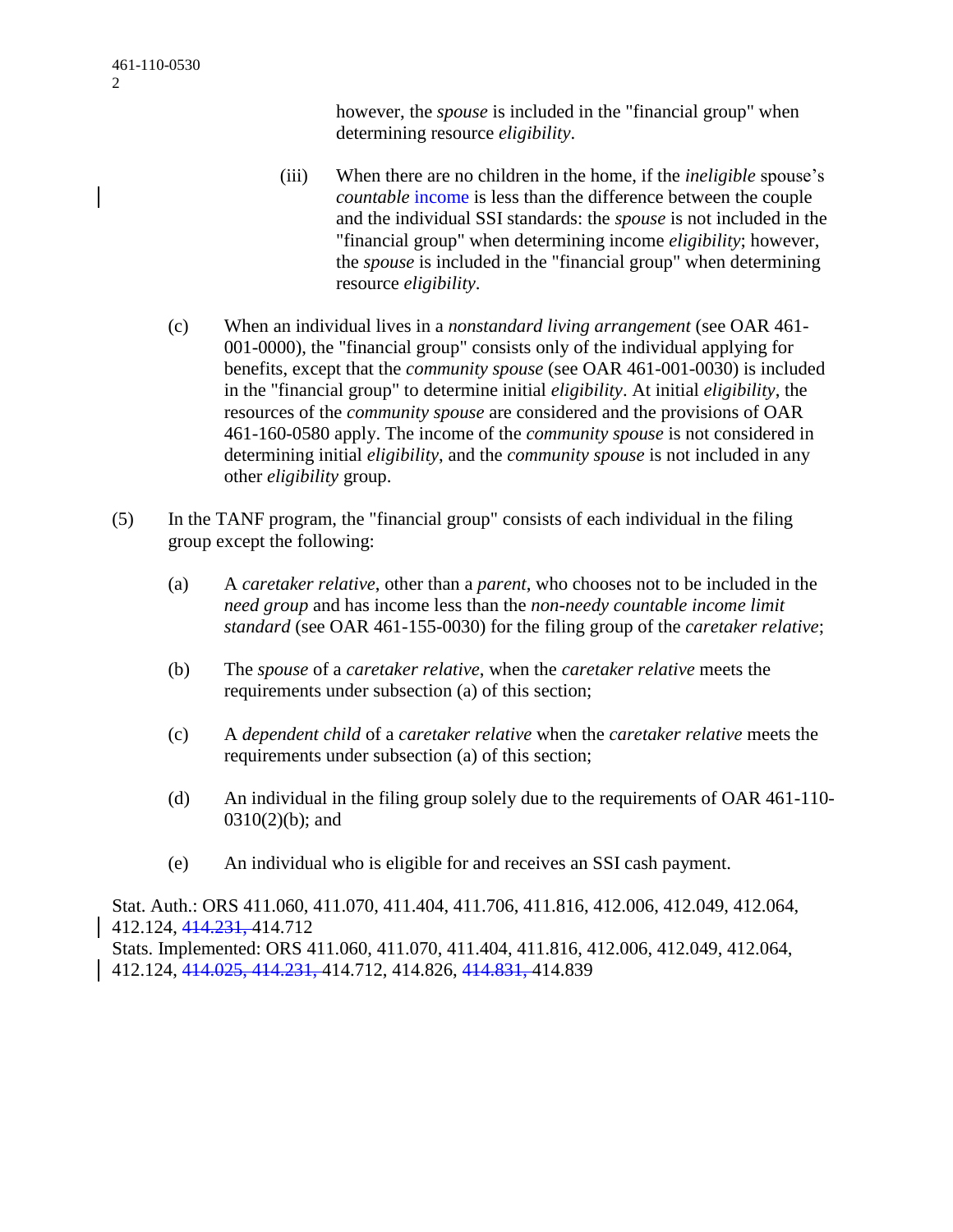however, the *spouse* is included in the "financial group" when determining resource *eligibility*.

(iii) When there are no children in the home, if the *ineligible* spouse's *countable* income is less than the difference between the couple and the individual SSI standards: the *spouse* is not included in the "financial group" when determining income *eligibility*; however, the *spouse* is included in the "financial group" when determining resource *eligibility*.

(c) When an individual lives in a *nonstandard living arrangement* (see OAR 461-001-0000), the "financial group" consists only of the individual applying for benefits, except that the *community spouse* (see OAR 461-001-0030) is included in the "financial group" to determine initial *eligibility*. At initial *eligibility*, the resources of the *community spouse* are considered and the provisions of OAR 461-160-0580 apply. The income of the *community spouse* is not considered in determining initial *eligibility*, and the *community spouse* is not included in any other *eligibility* group.

(5) In the TANF program, the "financial group" consists of each individual in the filing group except the following:

(a) A *caretaker relative*, other than a *parent*, who chooses not to be included in the *need group* and has income less than the *non-needy countable income limit standard* (see OAR 461-155-0030) for the filing group of the *caretaker relative*;

(b) The *spouse* of a *caretaker relative*, when the *caretaker relative* meets the requirements under subsection (a) of this section;

(c) A *dependent child* of a *caretaker relative* when the *caretaker relative* meets the requirements under subsection (a) of this section;

(d) An individual in the filing group solely due to the requirements of OAR 461-110-0310(2)(b); and

(e) An individual who is eligible for and receives an SSI cash payment.

Stat. Auth.: ORS 411.060, 411.070, 411.404, 411.706, 411.816, 412.006, 412.049, 412.064, 412.124, ~~414.231,~~ 414.712
Stats. Implemented: ORS 411.060, 411.070, 411.404, 411.816, 412.006, 412.049, 412.064, 412.124, ~~414.025, 414.231,~~ 414.712, 414.826, ~~414.831,~~ 414.839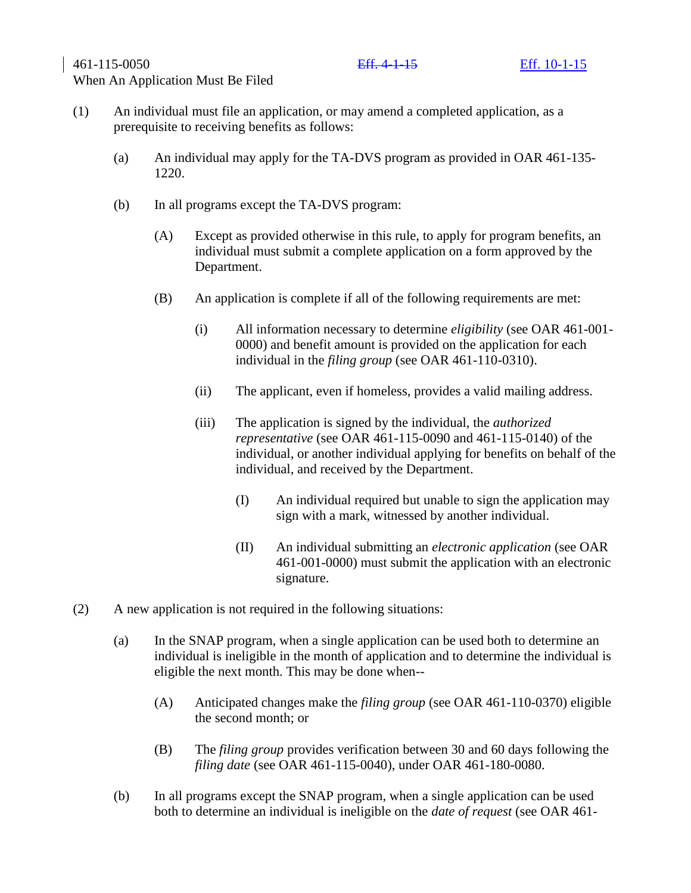461-115-0050 ~~Eff. 4-1-15~~ Eff. 10-1-15

When An Application Must Be Filed

(1) An individual must file an application, or may amend a completed application, as a prerequisite to receiving benefits as follows:

(a) An individual may apply for the TA-DVS program as provided in OAR 461-135-1220.

(b) In all programs except the TA-DVS program:

(A) Except as provided otherwise in this rule, to apply for program benefits, an individual must submit a complete application on a form approved by the Department.

(B) An application is complete if all of the following requirements are met:

(i) All information necessary to determine *eligibility* (see OAR 461-001-0000) and benefit amount is provided on the application for each individual in the *filing group* (see OAR 461-110-0310).

(ii) The applicant, even if homeless, provides a valid mailing address.

(iii) The application is signed by the individual, the *authorized representative* (see OAR 461-115-0090 and 461-115-0140) of the individual, or another individual applying for benefits on behalf of the individual, and received by the Department.

(I) An individual required but unable to sign the application may sign with a mark, witnessed by another individual.

(II) An individual submitting an *electronic application* (see OAR 461-001-0000) must submit the application with an electronic signature.

(2) A new application is not required in the following situations:

(a) In the SNAP program, when a single application can be used both to determine an individual is ineligible in the month of application and to determine the individual is eligible the next month. This may be done when--

(A) Anticipated changes make the *filing group* (see OAR 461-110-0370) eligible the second month; or

(B) The *filing group* provides verification between 30 and 60 days following the *filing date* (see OAR 461-115-0040), under OAR 461-180-0080.

(b) In all programs except the SNAP program, when a single application can be used both to determine an individual is ineligible on the *date of request* (see OAR 461-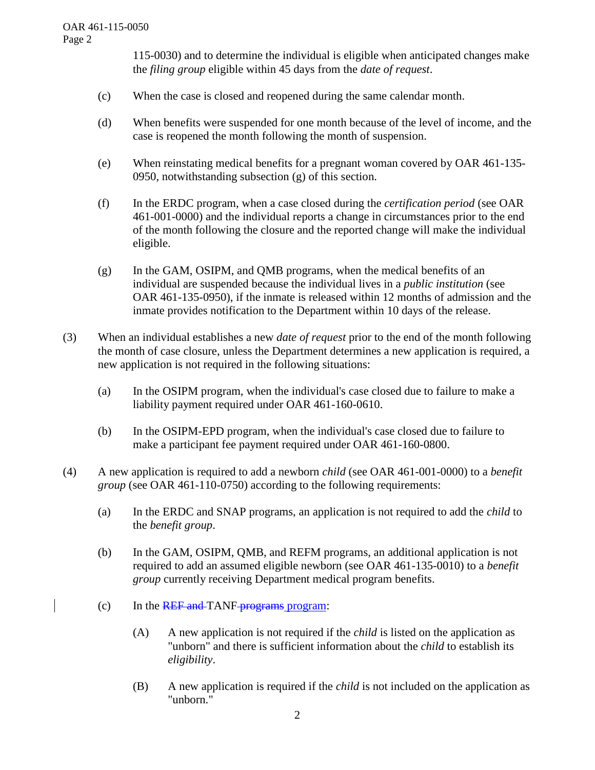115-0030) and to determine the individual is eligible when anticipated changes make the *filing group* eligible within 45 days from the *date of request*.

(c) When the case is closed and reopened during the same calendar month.

(d) When benefits were suspended for one month because of the level of income, and the case is reopened the month following the month of suspension.

(e) When reinstating medical benefits for a pregnant woman covered by OAR 461-135-0950, notwithstanding subsection (g) of this section.

(f) In the ERDC program, when a case closed during the *certification period* (see OAR 461-001-0000) and the individual reports a change in circumstances prior to the end of the month following the closure and the reported change will make the individual eligible.

(g) In the GAM, OSIPM, and QMB programs, when the medical benefits of an individual are suspended because the individual lives in a *public institution* (see OAR 461-135-0950), if the inmate is released within 12 months of admission and the inmate provides notification to the Department within 10 days of the release.

(3) When an individual establishes a new *date of request* prior to the end of the month following the month of case closure, unless the Department determines a new application is required, a new application is not required in the following situations:

(a) In the OSIPM program, when the individual's case closed due to failure to make a liability payment required under OAR 461-160-0610.

(b) In the OSIPM-EPD program, when the individual's case closed due to failure to make a participant fee payment required under OAR 461-160-0800.

(4) A new application is required to add a newborn *child* (see OAR 461-001-0000) to a *benefit group* (see OAR 461-110-0750) according to the following requirements:

(a) In the ERDC and SNAP programs, an application is not required to add the *child* to the *benefit group*.

(b) In the GAM, OSIPM, QMB, and REFM programs, an additional application is not required to add an assumed eligible newborn (see OAR 461-135-0010) to a *benefit group* currently receiving Department medical program benefits.

(c) In the ~~REF and~~ TANF ~~programs~~ program:

(A) A new application is not required if the *child* is listed on the application as "unborn" and there is sufficient information about the *child* to establish its *eligibility*.

(B) A new application is required if the *child* is not included on the application as "unborn."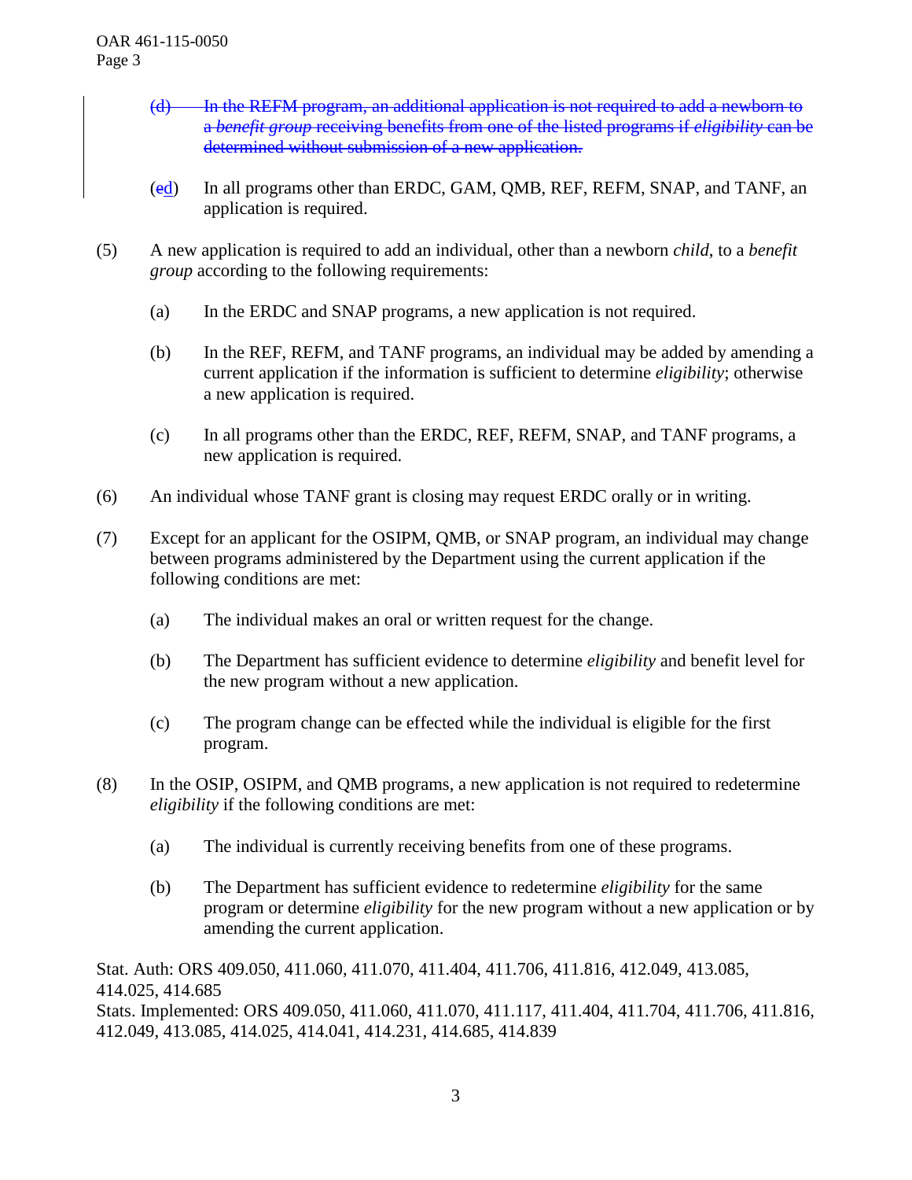- ~~(d) In the REFM program, an additional application is not required to add a newborn to a *benefit group* receiving benefits from one of the listed programs if *eligibility* can be determined without submission of a new application.~~

- (~~e~~d) In all programs other than ERDC, GAM, QMB, REF, REFM, SNAP, and TANF, an application is required.

(5) A new application is required to add an individual, other than a newborn *child*, to a *benefit group* according to the following requirements:

- (a) In the ERDC and SNAP programs, a new application is not required.

- (b) In the REF, REFM, and TANF programs, an individual may be added by amending a current application if the information is sufficient to determine *eligibility*; otherwise a new application is required.

- (c) In all programs other than the ERDC, REF, REFM, SNAP, and TANF programs, a new application is required.

(6) An individual whose TANF grant is closing may request ERDC orally or in writing.

(7) Except for an applicant for the OSIPM, QMB, or SNAP program, an individual may change between programs administered by the Department using the current application if the following conditions are met:

- (a) The individual makes an oral or written request for the change.

- (b) The Department has sufficient evidence to determine *eligibility* and benefit level for the new program without a new application.

- (c) The program change can be effected while the individual is eligible for the first program.

(8) In the OSIP, OSIPM, and QMB programs, a new application is not required to redetermine *eligibility* if the following conditions are met:

- (a) The individual is currently receiving benefits from one of these programs.

- (b) The Department has sufficient evidence to redetermine *eligibility* for the same program or determine *eligibility* for the new program without a new application or by amending the current application.

Stat. Auth: ORS 409.050, 411.060, 411.070, 411.404, 411.706, 411.816, 412.049, 413.085, 414.025, 414.685
Stats. Implemented: ORS 409.050, 411.060, 411.070, 411.117, 411.404, 411.704, 411.706, 411.816, 412.049, 413.085, 414.025, 414.041, 414.231, 414.685, 414.839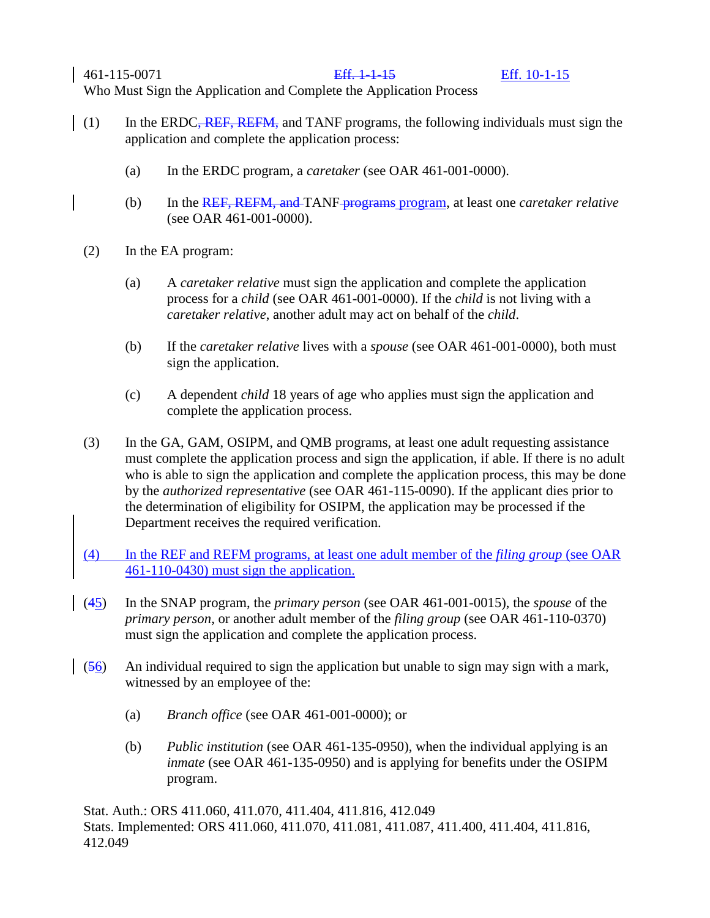461-115-0071 ~~Eff. 1-1-15~~ Eff. 10-1-15

Who Must Sign the Application and Complete the Application Process

(1) In the ERDC~~, REF, REFM,~~ and TANF programs, the following individuals must sign the application and complete the application process:

(a) In the ERDC program, a *caretaker* (see OAR 461-001-0000).

(b) In the ~~REF, REFM, and~~ TANF ~~programs~~ program, at least one *caretaker relative* (see OAR 461-001-0000).

(2) In the EA program:

(a) A *caretaker relative* must sign the application and complete the application process for a *child* (see OAR 461-001-0000). If the *child* is not living with a *caretaker relative*, another adult may act on behalf of the *child*.

(b) If the *caretaker relative* lives with a *spouse* (see OAR 461-001-0000), both must sign the application.

(c) A dependent *child* 18 years of age who applies must sign the application and complete the application process.

(3) In the GA, GAM, OSIPM, and QMB programs, at least one adult requesting assistance must complete the application process and sign the application, if able. If there is no adult who is able to sign the application and complete the application process, this may be done by the *authorized representative* (see OAR 461-115-0090). If the applicant dies prior to the determination of eligibility for OSIPM, the application may be processed if the Department receives the required verification.

(4) In the REF and REFM programs, at least one adult member of the *filing group* (see OAR 461-110-0430) must sign the application.

(~~4~~5) In the SNAP program, the *primary person* (see OAR 461-001-0015), the *spouse* of the *primary person*, or another adult member of the *filing group* (see OAR 461-110-0370) must sign the application and complete the application process.

(~~5~~6) An individual required to sign the application but unable to sign may sign with a mark, witnessed by an employee of the:

(a) *Branch office* (see OAR 461-001-0000); or

(b) *Public institution* (see OAR 461-135-0950), when the individual applying is an *inmate* (see OAR 461-135-0950) and is applying for benefits under the OSIPM program.

Stat. Auth.: ORS 411.060, 411.070, 411.404, 411.816, 412.049
Stats. Implemented: ORS 411.060, 411.070, 411.081, 411.087, 411.400, 411.404, 411.816, 412.049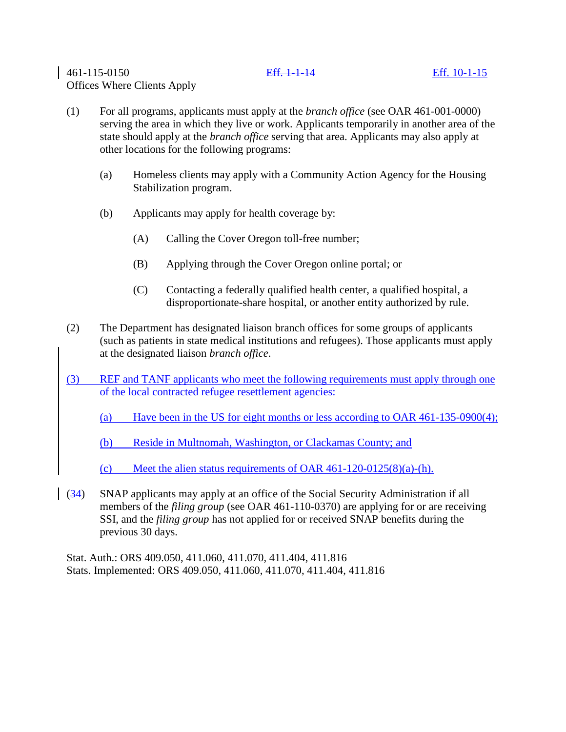461-115-0150 ~~Eff. 1-1-14~~ <u>Eff. 10-1-15</u>

Offices Where Clients Apply

(1) For all programs, applicants must apply at the *branch office* (see OAR 461-001-0000) serving the area in which they live or work. Applicants temporarily in another area of the state should apply at the *branch office* serving that area. Applicants may also apply at other locations for the following programs:

(a) Homeless clients may apply with a Community Action Agency for the Housing Stabilization program.

(b) Applicants may apply for health coverage by:

(A) Calling the Cover Oregon toll-free number;

(B) Applying through the Cover Oregon online portal; or

(C) Contacting a federally qualified health center, a qualified hospital, a disproportionate-share hospital, or another entity authorized by rule.

(2) The Department has designated liaison branch offices for some groups of applicants (such as patients in state medical institutions and refugees). Those applicants must apply at the designated liaison *branch office*.

<u>(3) REF and TANF applicants who meet the following requirements must apply through one of the local contracted refugee resettlement agencies:</u>

<u>(a) Have been in the US for eight months or less according to OAR 461-135-0900(4);</u>

<u>(b) Reside in Multnomah, Washington, or Clackamas County; and</u>

<u>(c) Meet the alien status requirements of OAR 461-120-0125(8)(a)-(h).</u>

(~~3~~<u>4</u>) SNAP applicants may apply at an office of the Social Security Administration if all members of the *filing group* (see OAR 461-110-0370) are applying for or are receiving SSI, and the *filing group* has not applied for or received SNAP benefits during the previous 30 days.

Stat. Auth.: ORS 409.050, 411.060, 411.070, 411.404, 411.816
Stats. Implemented: ORS 409.050, 411.060, 411.070, 411.404, 411.816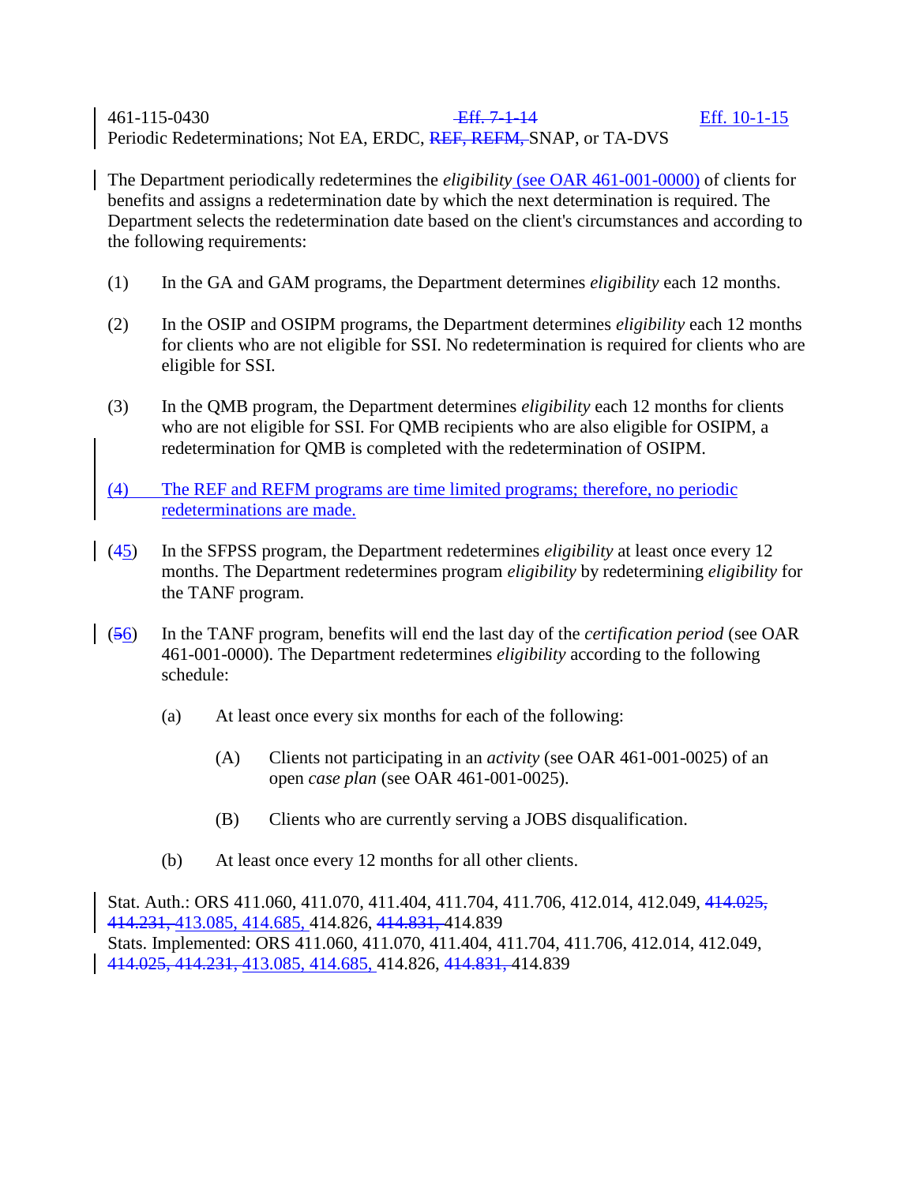461-115-0430 ~~Eff. 7-1-14~~ Eff. 10-1-15
Periodic Redeterminations; Not EA, ERDC, ~~REF, REFM,~~ SNAP, or TA-DVS

The Department periodically redetermines the *eligibility* (see OAR 461-001-0000) of clients for benefits and assigns a redetermination date by which the next determination is required. The Department selects the redetermination date based on the client's circumstances and according to the following requirements:

(1) In the GA and GAM programs, the Department determines *eligibility* each 12 months.

(2) In the OSIP and OSIPM programs, the Department determines *eligibility* each 12 months for clients who are not eligible for SSI. No redetermination is required for clients who are eligible for SSI.

(3) In the QMB program, the Department determines *eligibility* each 12 months for clients who are not eligible for SSI. For QMB recipients who are also eligible for OSIPM, a redetermination for QMB is completed with the redetermination of OSIPM.

(4) The REF and REFM programs are time limited programs; therefore, no periodic redeterminations are made.

(~~4~~5) In the SFPSS program, the Department redetermines *eligibility* at least once every 12 months. The Department redetermines program *eligibility* by redetermining *eligibility* for the TANF program.

(~~5~~6) In the TANF program, benefits will end the last day of the *certification period* (see OAR 461-001-0000). The Department redetermines *eligibility* according to the following schedule:

(a) At least once every six months for each of the following:

(A) Clients not participating in an *activity* (see OAR 461-001-0025) of an open *case plan* (see OAR 461-001-0025).

(B) Clients who are currently serving a JOBS disqualification.

(b) At least once every 12 months for all other clients.

Stat. Auth.: ORS 411.060, 411.070, 411.404, 411.704, 411.706, 412.014, 412.049, ~~414.025, 414.231,~~ 413.085, 414.685, 414.826, ~~414.831,~~ 414.839
Stats. Implemented: ORS 411.060, 411.070, 411.404, 411.704, 411.706, 412.014, 412.049, ~~414.025, 414.231,~~ 413.085, 414.685, 414.826, ~~414.831,~~ 414.839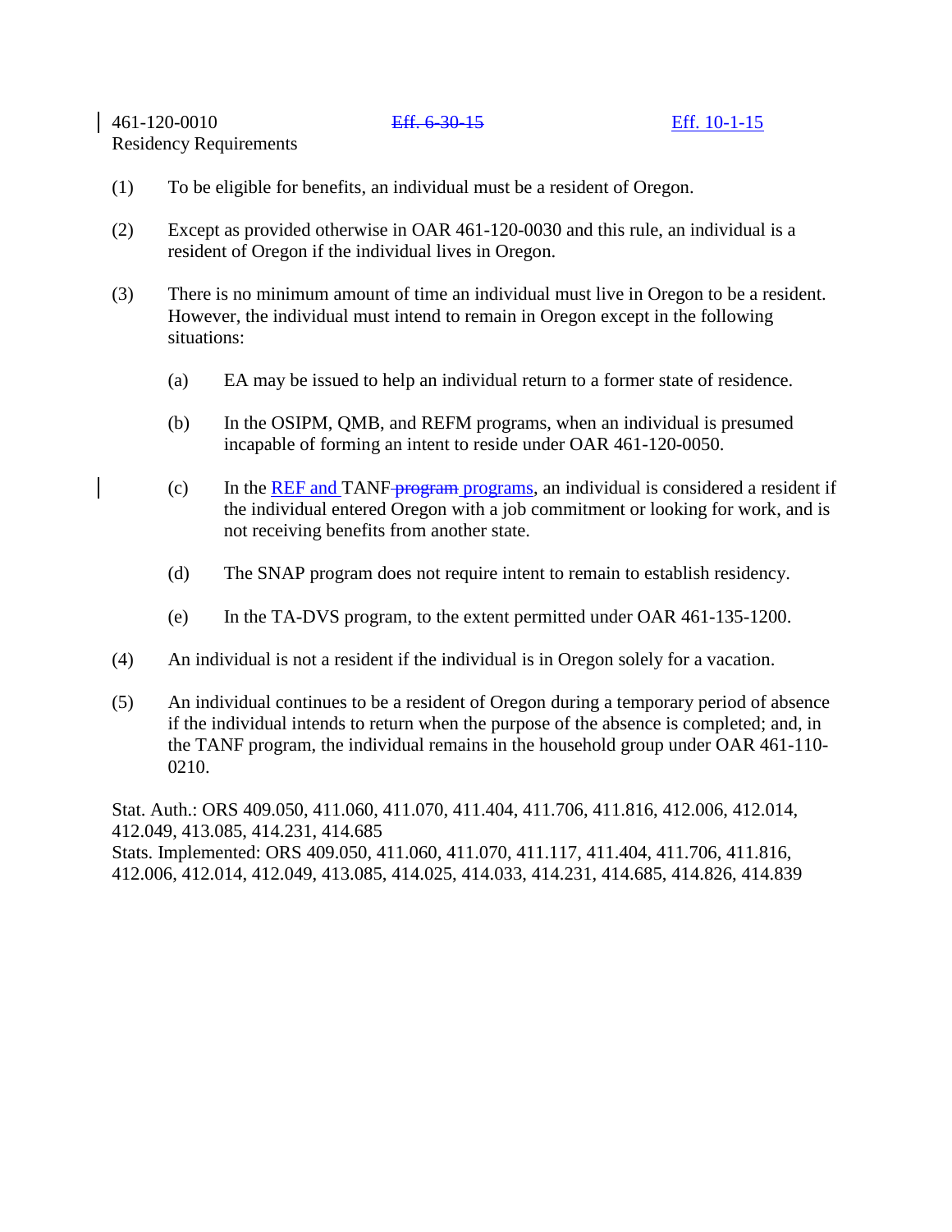461-120-0010 ~~Eff. 6-30-15~~ Eff. 10-1-15
Residency Requirements

(1) To be eligible for benefits, an individual must be a resident of Oregon.

(2) Except as provided otherwise in OAR 461-120-0030 and this rule, an individual is a resident of Oregon if the individual lives in Oregon.

(3) There is no minimum amount of time an individual must live in Oregon to be a resident. However, the individual must intend to remain in Oregon except in the following situations:

  (a) EA may be issued to help an individual return to a former state of residence.

  (b) In the OSIPM, QMB, and REFM programs, when an individual is presumed incapable of forming an intent to reside under OAR 461-120-0050.

  (c) In the REF and TANF ~~program~~ programs, an individual is considered a resident if the individual entered Oregon with a job commitment or looking for work, and is not receiving benefits from another state.

  (d) The SNAP program does not require intent to remain to establish residency.

  (e) In the TA-DVS program, to the extent permitted under OAR 461-135-1200.

(4) An individual is not a resident if the individual is in Oregon solely for a vacation.

(5) An individual continues to be a resident of Oregon during a temporary period of absence if the individual intends to return when the purpose of the absence is completed; and, in the TANF program, the individual remains in the household group under OAR 461-110-0210.

Stat. Auth.: ORS 409.050, 411.060, 411.070, 411.404, 411.706, 411.816, 412.006, 412.014, 412.049, 413.085, 414.231, 414.685
Stats. Implemented: ORS 409.050, 411.060, 411.070, 411.117, 411.404, 411.706, 411.816, 412.006, 412.014, 412.049, 413.085, 414.025, 414.033, 414.231, 414.685, 414.826, 414.839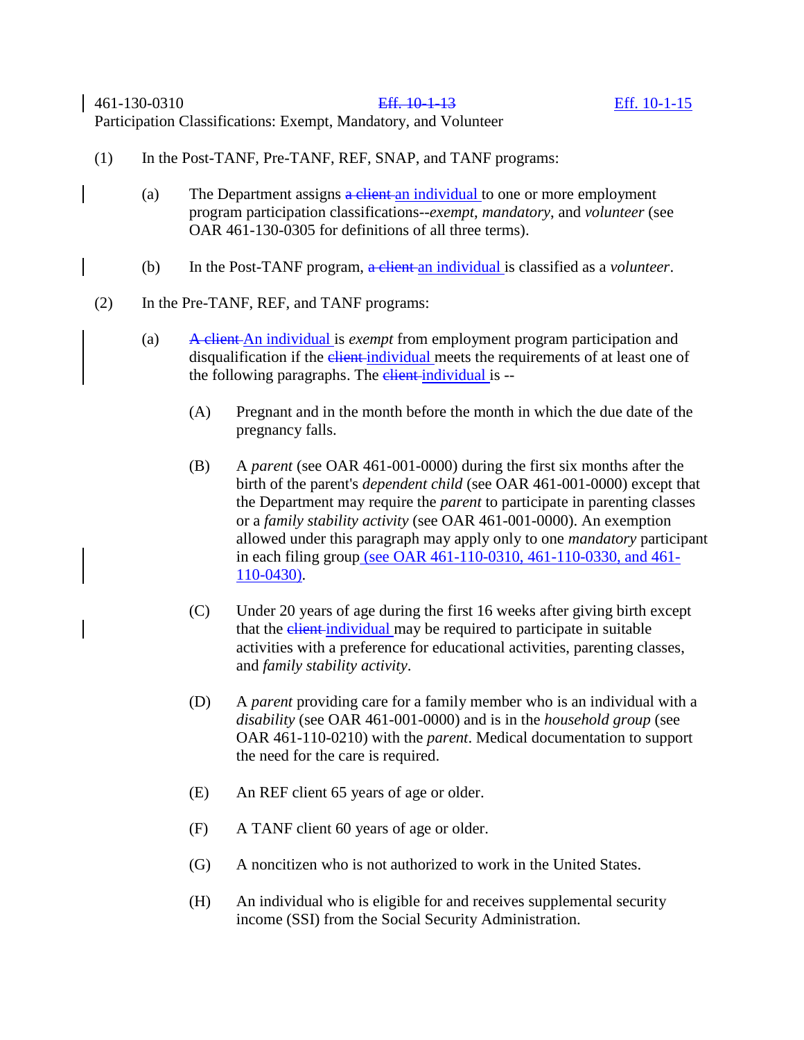461-130-0310 ~~Eff. 10-1-13~~ Eff. 10-1-15

Participation Classifications: Exempt, Mandatory, and Volunteer

(1) In the Post-TANF, Pre-TANF, REF, SNAP, and TANF programs:

(a) The Department assigns ~~a client~~ an individual to one or more employment program participation classifications--*exempt*, *mandatory*, and *volunteer* (see OAR 461-130-0305 for definitions of all three terms).

(b) In the Post-TANF program, ~~a client~~ an individual is classified as a *volunteer*.

(2) In the Pre-TANF, REF, and TANF programs:

(a) ~~A client~~ An individual is *exempt* from employment program participation and disqualification if the ~~client~~ individual meets the requirements of at least one of the following paragraphs. The ~~client~~ individual is --

(A) Pregnant and in the month before the month in which the due date of the pregnancy falls.

(B) A *parent* (see OAR 461-001-0000) during the first six months after the birth of the parent's *dependent child* (see OAR 461-001-0000) except that the Department may require the *parent* to participate in parenting classes or a *family stability activity* (see OAR 461-001-0000). An exemption allowed under this paragraph may apply only to one *mandatory* participant in each filing group (see OAR 461-110-0310, 461-110-0330, and 461-110-0430).

(C) Under 20 years of age during the first 16 weeks after giving birth except that the ~~client~~ individual may be required to participate in suitable activities with a preference for educational activities, parenting classes, and *family stability activity*.

(D) A *parent* providing care for a family member who is an individual with a *disability* (see OAR 461-001-0000) and is in the *household group* (see OAR 461-110-0210) with the *parent*. Medical documentation to support the need for the care is required.

(E) An REF client 65 years of age or older.

(F) A TANF client 60 years of age or older.

(G) A noncitizen who is not authorized to work in the United States.

(H) An individual who is eligible for and receives supplemental security income (SSI) from the Social Security Administration.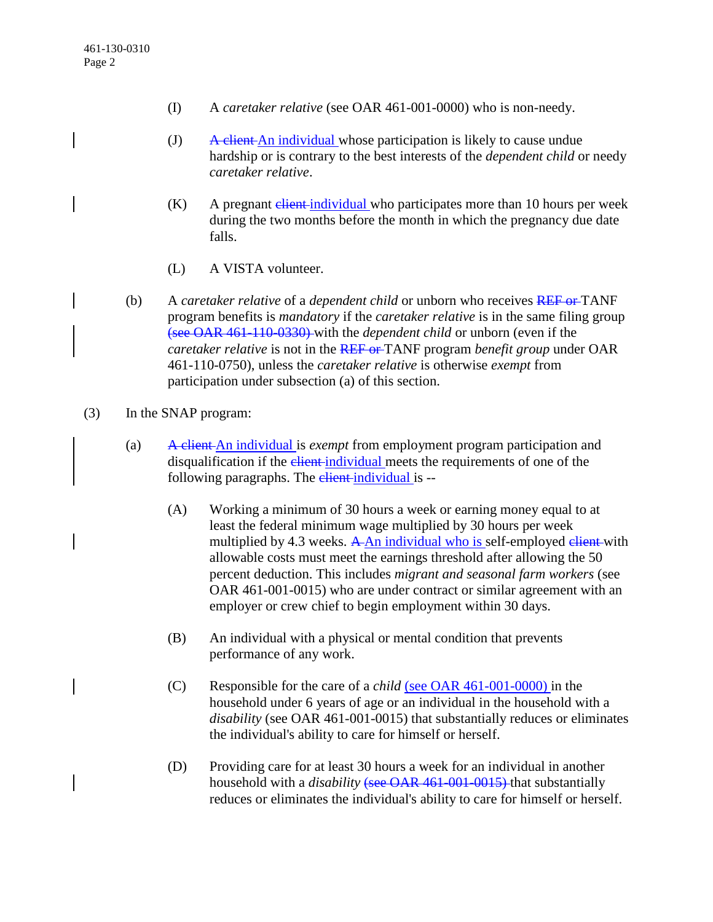(I) A *caretaker relative* (see OAR 461-001-0000) who is non-needy.

(J) ~~A client~~ An individual whose participation is likely to cause undue hardship or is contrary to the best interests of the *dependent child* or needy *caretaker relative*.

(K) A pregnant ~~client~~ individual who participates more than 10 hours per week during the two months before the month in which the pregnancy due date falls.

(L) A VISTA volunteer.

(b) A *caretaker relative* of a *dependent child* or unborn who receives ~~REF or~~ TANF program benefits is *mandatory* if the *caretaker relative* is in the same filing group ~~(see OAR 461-110-0330)~~ with the *dependent child* or unborn (even if the *caretaker relative* is not in the ~~REF or~~ TANF program *benefit group* under OAR 461-110-0750), unless the *caretaker relative* is otherwise *exempt* from participation under subsection (a) of this section.

(3) In the SNAP program:

(a) ~~A client~~ An individual is *exempt* from employment program participation and disqualification if the ~~client~~ individual meets the requirements of one of the following paragraphs. The ~~client~~ individual is --

(A) Working a minimum of 30 hours a week or earning money equal to at least the federal minimum wage multiplied by 30 hours per week multiplied by 4.3 weeks. ~~A~~ An individual who is self-employed ~~client~~ with allowable costs must meet the earnings threshold after allowing the 50 percent deduction. This includes *migrant and seasonal farm workers* (see OAR 461-001-0015) who are under contract or similar agreement with an employer or crew chief to begin employment within 30 days.

(B) An individual with a physical or mental condition that prevents performance of any work.

(C) Responsible for the care of a *child* (see OAR 461-001-0000) in the household under 6 years of age or an individual in the household with a *disability* (see OAR 461-001-0015) that substantially reduces or eliminates the individual's ability to care for himself or herself.

(D) Providing care for at least 30 hours a week for an individual in another household with a *disability* ~~(see OAR 461-001-0015)~~ that substantially reduces or eliminates the individual's ability to care for himself or herself.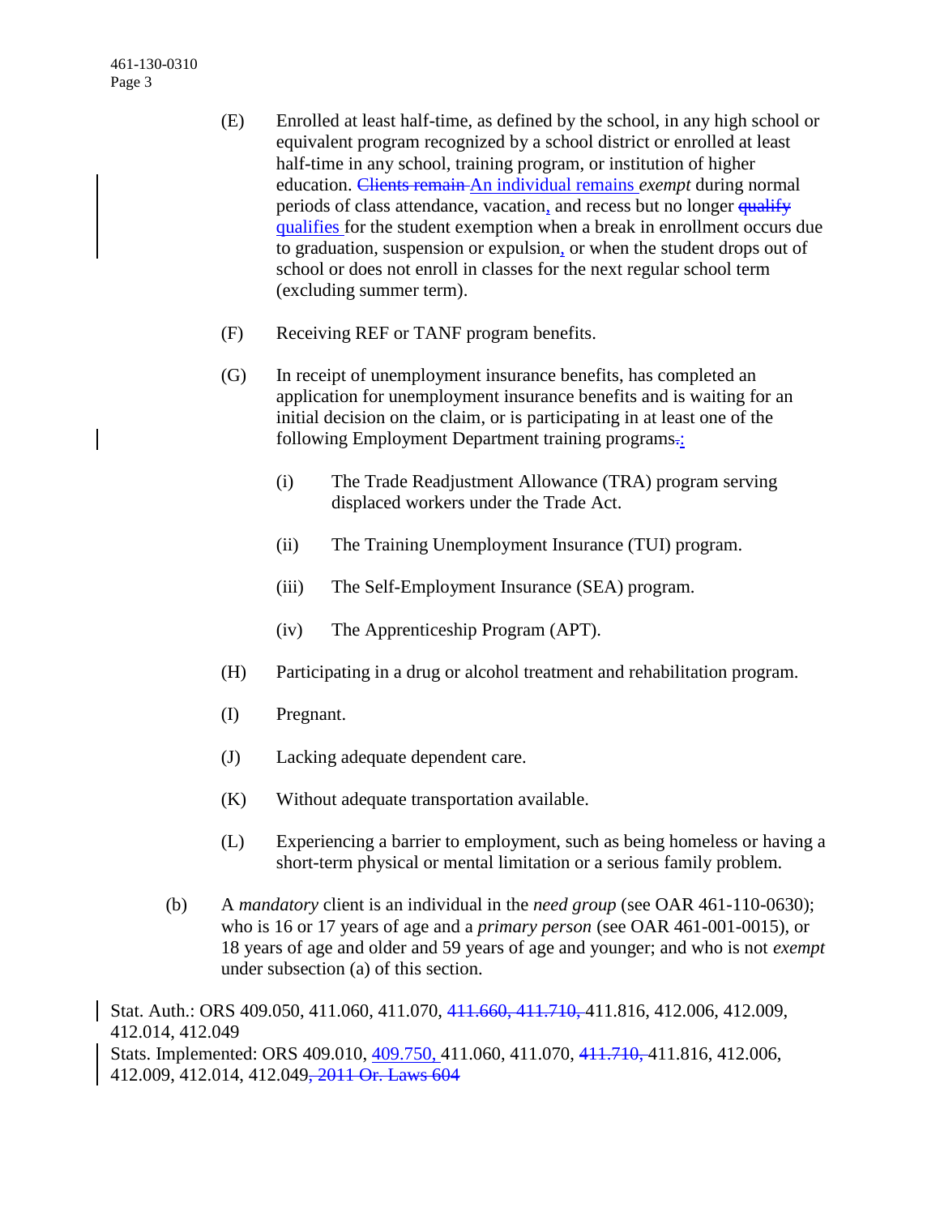(E) Enrolled at least half-time, as defined by the school, in any high school or equivalent program recognized by a school district or enrolled at least half-time in any school, training program, or institution of higher education. ~~Clients remain~~ An individual remains *exempt* during normal periods of class attendance, vacation, and recess but no longer ~~qualify~~ qualifies for the student exemption when a break in enrollment occurs due to graduation, suspension or expulsion, or when the student drops out of school or does not enroll in classes for the next regular school term (excluding summer term).

(F) Receiving REF or TANF program benefits.

(G) In receipt of unemployment insurance benefits, has completed an application for unemployment insurance benefits and is waiting for an initial decision on the claim, or is participating in at least one of the following Employment Department training programs~~.~~:

(i) The Trade Readjustment Allowance (TRA) program serving displaced workers under the Trade Act.

(ii) The Training Unemployment Insurance (TUI) program.

(iii) The Self-Employment Insurance (SEA) program.

(iv) The Apprenticeship Program (APT).

(H) Participating in a drug or alcohol treatment and rehabilitation program.

(I) Pregnant.

(J) Lacking adequate dependent care.

(K) Without adequate transportation available.

(L) Experiencing a barrier to employment, such as being homeless or having a short-term physical or mental limitation or a serious family problem.

(b) A *mandatory* client is an individual in the *need group* (see OAR 461-110-0630); who is 16 or 17 years of age and a *primary person* (see OAR 461-001-0015), or 18 years of age and older and 59 years of age and younger; and who is not *exempt* under subsection (a) of this section.

Stat. Auth.: ORS 409.050, 411.060, 411.070, ~~411.660, 411.710,~~ 411.816, 412.006, 412.009, 412.014, 412.049
Stats. Implemented: ORS 409.010, 409.750, 411.060, 411.070, ~~411.710,~~ 411.816, 412.006, 412.009, 412.014, 412.049~~, 2011 Or. Laws 604~~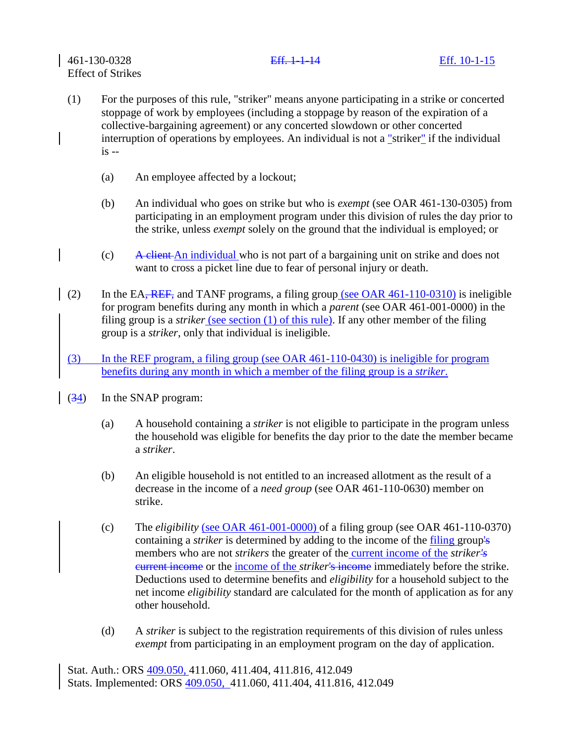461-130-0328 ~~Eff. 1-1-14~~ Eff. 10-1-15
Effect of Strikes

(1) For the purposes of this rule, "striker" means anyone participating in a strike or concerted stoppage of work by employees (including a stoppage by reason of the expiration of a collective-bargaining agreement) or any concerted slowdown or other concerted interruption of operations by employees. An individual is not a "striker" if the individual is --

(a) An employee affected by a lockout;

(b) An individual who goes on strike but who is *exempt* (see OAR 461-130-0305) from participating in an employment program under this division of rules the day prior to the strike, unless *exempt* solely on the ground that the individual is employed; or

(c) ~~A client~~ An individual who is not part of a bargaining unit on strike and does not want to cross a picket line due to fear of personal injury or death.

(2) In the EA~~, REF,~~ and TANF programs, a filing group (see OAR 461-110-0310) is ineligible for program benefits during any month in which a *parent* (see OAR 461-001-0000) in the filing group is a *striker* (see section (1) of this rule). If any other member of the filing group is a *striker*, only that individual is ineligible.

(3) In the REF program, a filing group (see OAR 461-110-0430) is ineligible for program benefits during any month in which a member of the filing group is a *striker*.

(~~3~~4) In the SNAP program:

(a) A household containing a *striker* is not eligible to participate in the program unless the household was eligible for benefits the day prior to the date the member became a *striker*.

(b) An eligible household is not entitled to an increased allotment as the result of a decrease in the income of a *need group* (see OAR 461-110-0630) member on strike.

(c) The *eligibility* (see OAR 461-001-0000) of a filing group (see OAR 461-110-0370) containing a *striker* is determined by adding to the income of the filing group~~'s~~ members who are not *strikers* the greater of the current income of the *striker*~~'s current income~~ or the income of the *striker*~~'s income~~ immediately before the strike. Deductions used to determine benefits and *eligibility* for a household subject to the net income *eligibility* standard are calculated for the month of application as for any other household.

(d) A *striker* is subject to the registration requirements of this division of rules unless *exempt* from participating in an employment program on the day of application.

Stat. Auth.: ORS 409.050, 411.060, 411.404, 411.816, 412.049
Stats. Implemented: ORS 409.050, 411.060, 411.404, 411.816, 412.049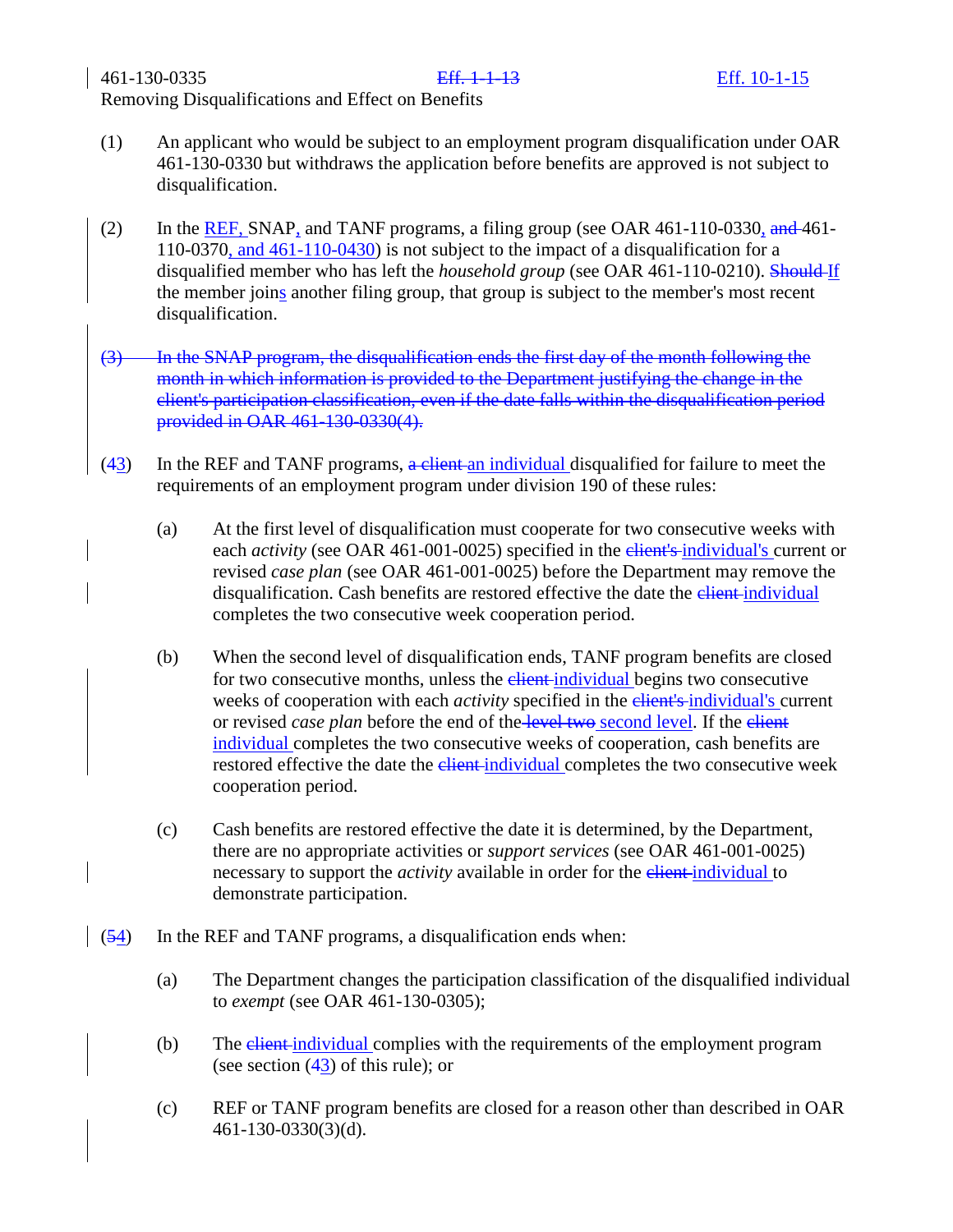461-130-0335 ~~Eff. 1-1-13~~ Eff. 10-1-15

Removing Disqualifications and Effect on Benefits

(1) An applicant who would be subject to an employment program disqualification under OAR 461-130-0330 but withdraws the application before benefits are approved is not subject to disqualification.

(2) In the REF, SNAP, and TANF programs, a filing group (see OAR 461-110-0330, ~~and~~ 461-110-0370, and 461-110-0430) is not subject to the impact of a disqualification for a disqualified member who has left the *household group* (see OAR 461-110-0210). ~~Should~~ If the member joins another filing group, that group is subject to the member's most recent disqualification.

~~(3) In the SNAP program, the disqualification ends the first day of the month following the month in which information is provided to the Department justifying the change in the client's participation classification, even if the date falls within the disqualification period provided in OAR 461-130-0330(4).~~

(4~~3~~) In the REF and TANF programs, ~~a client~~ an individual disqualified for failure to meet the requirements of an employment program under division 190 of these rules:

(a) At the first level of disqualification must cooperate for two consecutive weeks with each *activity* (see OAR 461-001-0025) specified in the ~~client's~~ individual's current or revised *case plan* (see OAR 461-001-0025) before the Department may remove the disqualification. Cash benefits are restored effective the date the ~~client~~ individual completes the two consecutive week cooperation period.

(b) When the second level of disqualification ends, TANF program benefits are closed for two consecutive months, unless the ~~client~~ individual begins two consecutive weeks of cooperation with each *activity* specified in the ~~client's~~ individual's current or revised *case plan* before the end of the ~~level two~~ second level. If the ~~client~~ individual completes the two consecutive weeks of cooperation, cash benefits are restored effective the date the ~~client~~ individual completes the two consecutive week cooperation period.

(c) Cash benefits are restored effective the date it is determined, by the Department, there are no appropriate activities or *support services* (see OAR 461-001-0025) necessary to support the *activity* available in order for the ~~client~~ individual to demonstrate participation.

(~~5~~4) In the REF and TANF programs, a disqualification ends when:

(a) The Department changes the participation classification of the disqualified individual to *exempt* (see OAR 461-130-0305);

(b) The ~~client~~ individual complies with the requirements of the employment program (see section (4~~3~~) of this rule); or

(c) REF or TANF program benefits are closed for a reason other than described in OAR 461-130-0330(3)(d).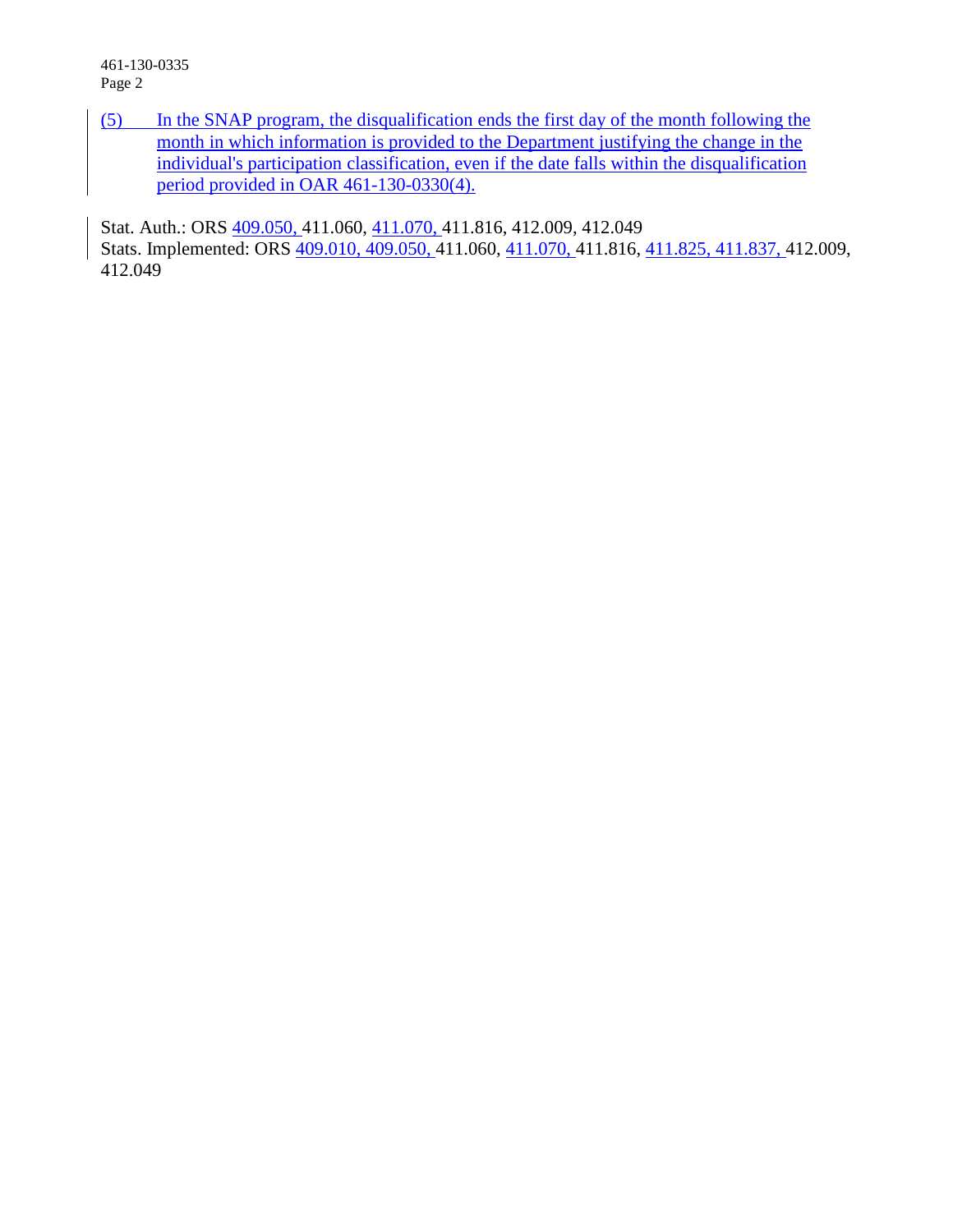(5) In the SNAP program, the disqualification ends the first day of the month following the month in which information is provided to the Department justifying the change in the individual's participation classification, even if the date falls within the disqualification period provided in OAR 461-130-0330(4).

Stat. Auth.: ORS 409.050, 411.060, 411.070, 411.816, 412.009, 412.049
Stats. Implemented: ORS 409.010, 409.050, 411.060, 411.070, 411.816, 411.825, 411.837, 412.009, 412.049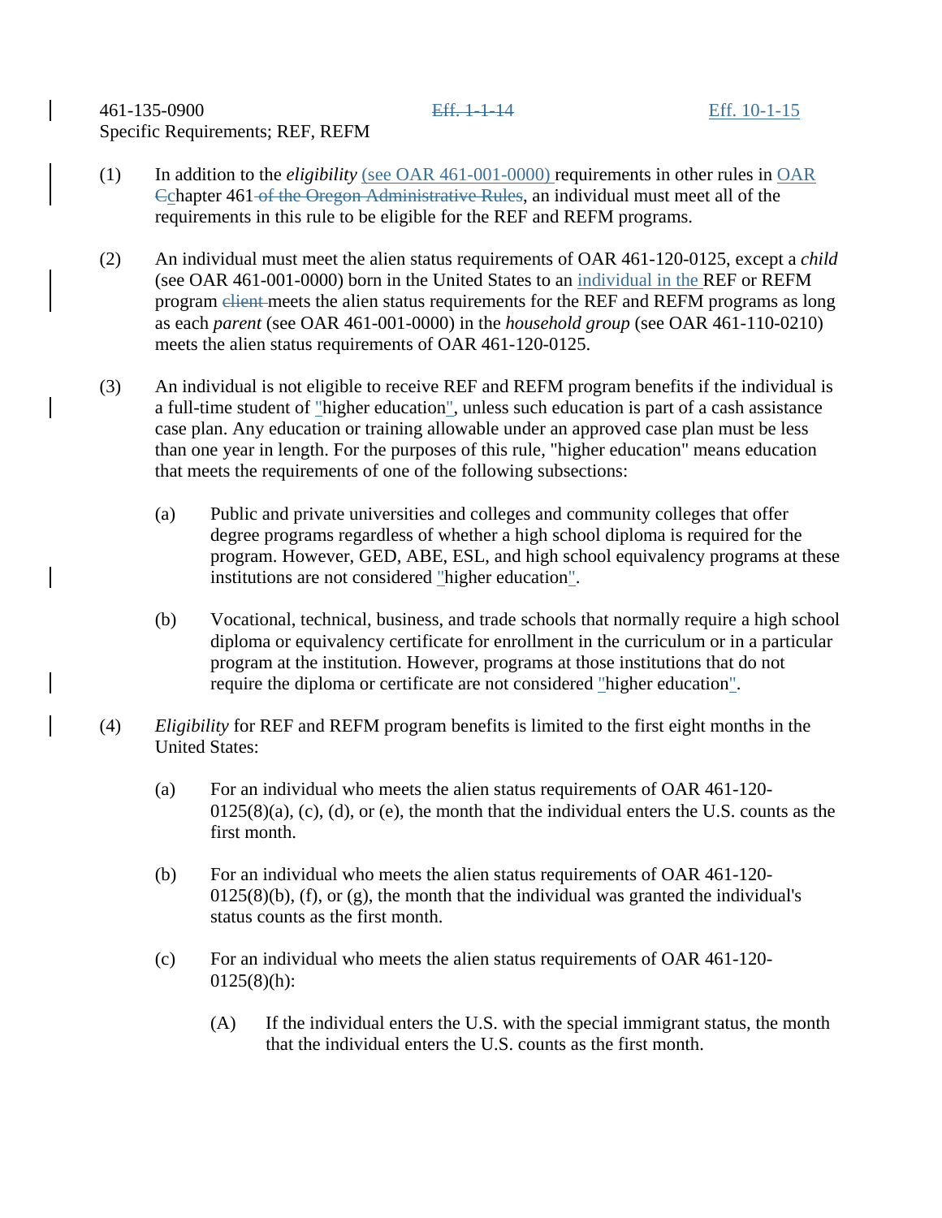461-135-0900 ~~Eff. 1-1-14~~ Eff. 10-1-15

Specific Requirements; REF, REFM

(1) In addition to the *eligibility* (see OAR 461-001-0000) requirements in other rules in OAR ~~C~~chapter 461 ~~of the Oregon Administrative Rules~~, an individual must meet all of the requirements in this rule to be eligible for the REF and REFM programs.

(2) An individual must meet the alien status requirements of OAR 461-120-0125, except a *child* (see OAR 461-001-0000) born in the United States to an individual in the REF or REFM program ~~client~~ meets the alien status requirements for the REF and REFM programs as long as each *parent* (see OAR 461-001-0000) in the *household group* (see OAR 461-110-0210) meets the alien status requirements of OAR 461-120-0125.

(3) An individual is not eligible to receive REF and REFM program benefits if the individual is a full-time student of "higher education", unless such education is part of a cash assistance case plan. Any education or training allowable under an approved case plan must be less than one year in length. For the purposes of this rule, "higher education" means education that meets the requirements of one of the following subsections:

(a) Public and private universities and colleges and community colleges that offer degree programs regardless of whether a high school diploma is required for the program. However, GED, ABE, ESL, and high school equivalency programs at these institutions are not considered "higher education".

(b) Vocational, technical, business, and trade schools that normally require a high school diploma or equivalency certificate for enrollment in the curriculum or in a particular program at the institution. However, programs at those institutions that do not require the diploma or certificate are not considered "higher education".

(4) *Eligibility* for REF and REFM program benefits is limited to the first eight months in the United States:

(a) For an individual who meets the alien status requirements of OAR 461-120-0125(8)(a), (c), (d), or (e), the month that the individual enters the U.S. counts as the first month.

(b) For an individual who meets the alien status requirements of OAR 461-120-0125(8)(b), (f), or (g), the month that the individual was granted the individual's status counts as the first month.

(c) For an individual who meets the alien status requirements of OAR 461-120-0125(8)(h):

(A) If the individual enters the U.S. with the special immigrant status, the month that the individual enters the U.S. counts as the first month.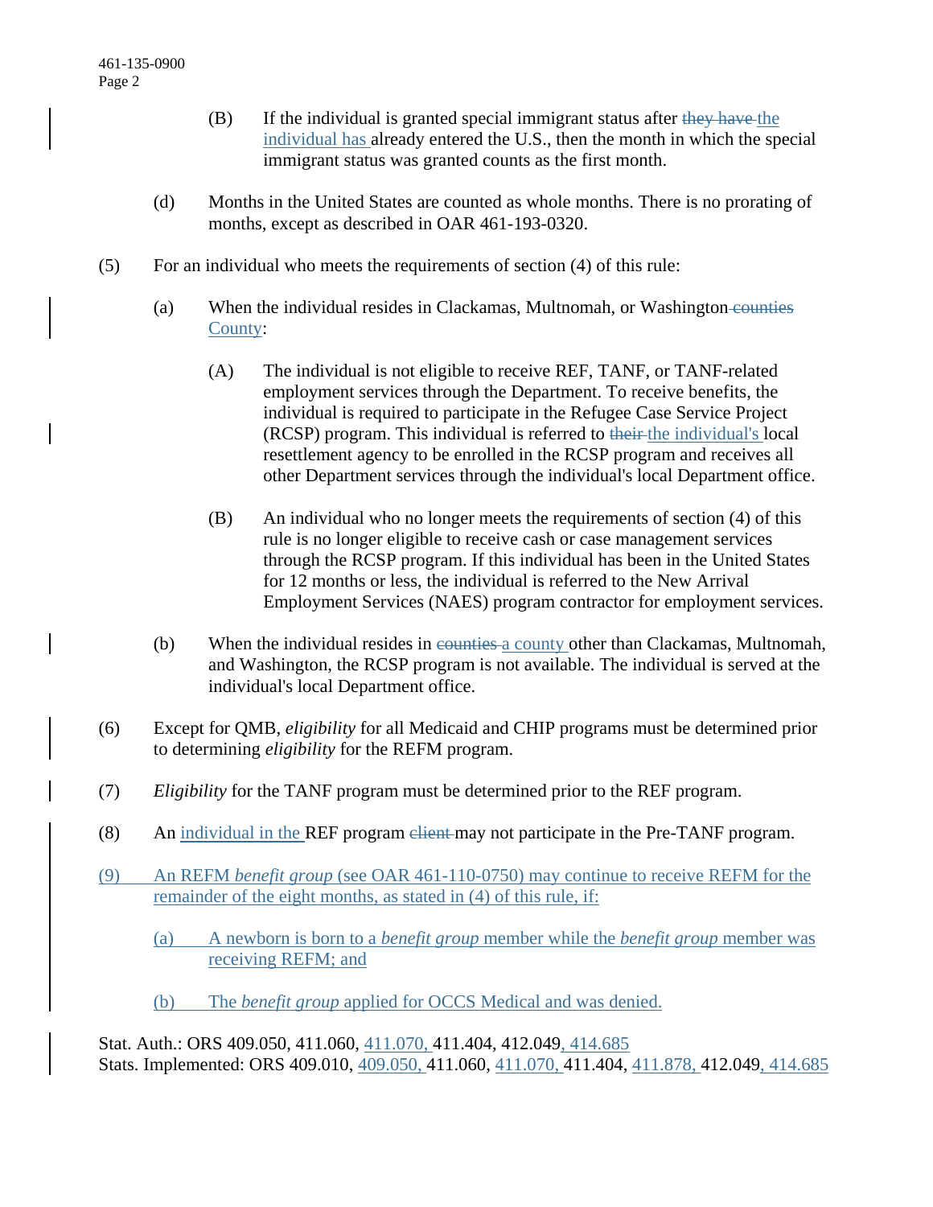(B) If the individual is granted special immigrant status after ~~they have~~ the individual has already entered the U.S., then the month in which the special immigrant status was granted counts as the first month.

(d) Months in the United States are counted as whole months. There is no prorating of months, except as described in OAR 461-193-0320.

(5) For an individual who meets the requirements of section (4) of this rule:

(a) When the individual resides in Clackamas, Multnomah, or Washington ~~counties~~ County:

(A) The individual is not eligible to receive REF, TANF, or TANF-related employment services through the Department. To receive benefits, the individual is required to participate in the Refugee Case Service Project (RCSP) program. This individual is referred to ~~their~~ the individual's local resettlement agency to be enrolled in the RCSP program and receives all other Department services through the individual's local Department office.

(B) An individual who no longer meets the requirements of section (4) of this rule is no longer eligible to receive cash or case management services through the RCSP program. If this individual has been in the United States for 12 months or less, the individual is referred to the New Arrival Employment Services (NAES) program contractor for employment services.

(b) When the individual resides in ~~counties~~ a county other than Clackamas, Multnomah, and Washington, the RCSP program is not available. The individual is served at the individual's local Department office.

(6) Except for QMB, *eligibility* for all Medicaid and CHIP programs must be determined prior to determining *eligibility* for the REFM program.

(7) *Eligibility* for the TANF program must be determined prior to the REF program.

(8) An individual in the REF program ~~client~~ may not participate in the Pre-TANF program.

(9) An REFM *benefit group* (see OAR 461-110-0750) may continue to receive REFM for the remainder of the eight months, as stated in (4) of this rule, if:

(a) A newborn is born to a *benefit group* member while the *benefit group* member was receiving REFM; and

(b) The *benefit group* applied for OCCS Medical and was denied.

Stat. Auth.: ORS 409.050, 411.060, 411.070, 411.404, 412.049, 414.685
Stats. Implemented: ORS 409.010, 409.050, 411.060, 411.070, 411.404, 411.878, 412.049, 414.685